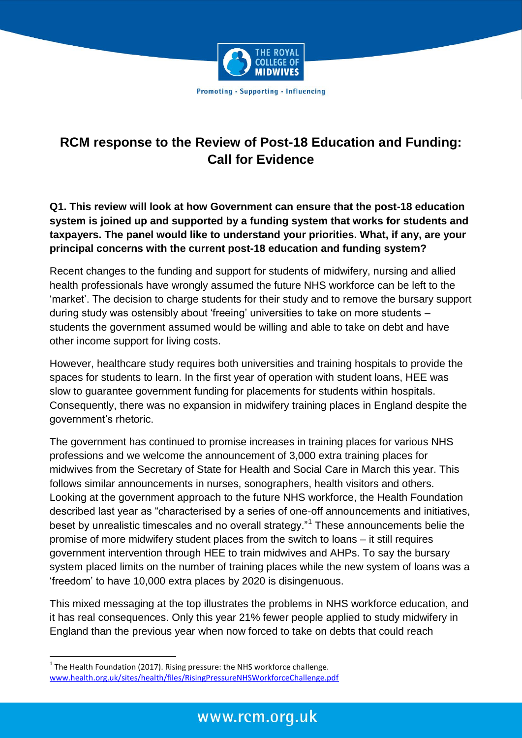# RCM response to the Review of Post-18 Education and Funding: Call for Evidence

**Q1. This review will look at how Government can ensure that the post-18 education system is joined up and supported by a funding system that works for students and taxpayers. The panel would like to understand your priorities. What, if any, are your principal concerns with the current post-18 education and funding system?**

Recent changes to the funding and support for students of midwifery, nursing and allied health professionals have wrongly assumed the future NHS workforce can be left to the 'market'. The decision to charge students for their study and to remove the bursary support during study was ostensibly about 'freeing' universities to take on more students – students the government assumed would be willing and able to take on debt and have other income support for living costs.

However, healthcare study requires both universities and training hospitals to provide the spaces for students to learn. In the first year of operation with student loans, HEE was slow to guarantee government funding for placements for students within hospitals. Consequently, there was no expansion in midwifery training places in England despite the government's rhetoric.

The government has continued to promise increases in training places for various NHS professions and we welcome the announcement of 3,000 extra training places for midwives from the Secretary of State for Health and Social Care in March this year. This follows similar announcements in nurses, sonographers, health visitors and others. Looking at the government approach to the future NHS workforce, the Health Foundation described last year as "characterised by a series of one-off announcements and initiatives, beset by unrealistic timescales and no overall strategy."[1] These announcements belie the promise of more midwifery student places from the switch to loans – it still requires government intervention through HEE to train midwives and AHPs. To say the bursary system placed limits on the number of training places while the new system of loans was a 'freedom' to have 10,000 extra places by 2020 is disingenuous.

This mixed messaging at the top illustrates the problems in NHS workforce education, and it has real consequences. Only this year 21% fewer people applied to study midwifery in England than the previous year when now forced to take on debts that could reach

[1] The Health Foundation (2017). Rising pressure: the NHS workforce challenge. www.health.org.uk/sites/health/files/RisingPressureNHSWorkforceChallenge.pdf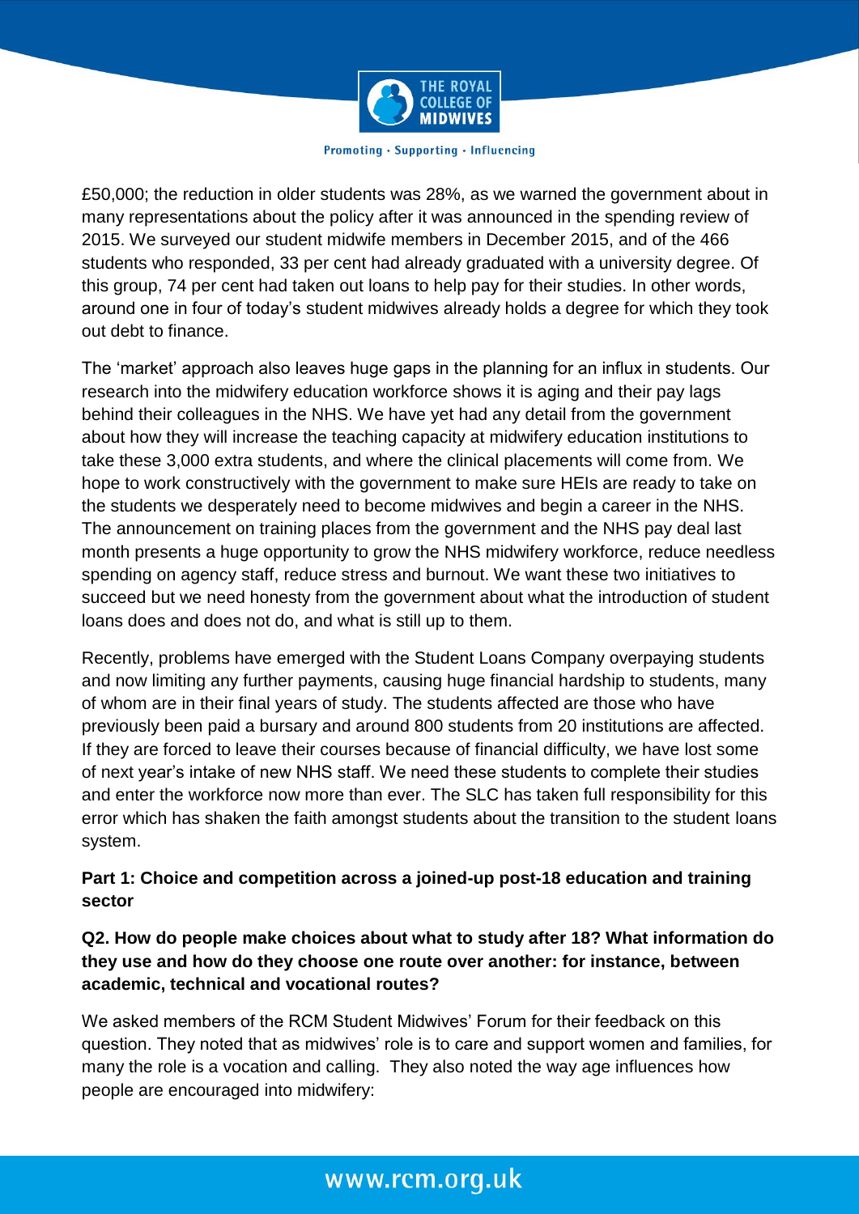£50,000; the reduction in older students was 28%, as we warned the government about in many representations about the policy after it was announced in the spending review of 2015. We surveyed our student midwife members in December 2015, and of the 466 students who responded, 33 per cent had already graduated with a university degree. Of this group, 74 per cent had taken out loans to help pay for their studies. In other words, around one in four of today's student midwives already holds a degree for which they took out debt to finance.

The 'market' approach also leaves huge gaps in the planning for an influx in students. Our research into the midwifery education workforce shows it is aging and their pay lags behind their colleagues in the NHS. We have yet had any detail from the government about how they will increase the teaching capacity at midwifery education institutions to take these 3,000 extra students, and where the clinical placements will come from. We hope to work constructively with the government to make sure HEIs are ready to take on the students we desperately need to become midwives and begin a career in the NHS. The announcement on training places from the government and the NHS pay deal last month presents a huge opportunity to grow the NHS midwifery workforce, reduce needless spending on agency staff, reduce stress and burnout. We want these two initiatives to succeed but we need honesty from the government about what the introduction of student loans does and does not do, and what is still up to them.

Recently, problems have emerged with the Student Loans Company overpaying students and now limiting any further payments, causing huge financial hardship to students, many of whom are in their final years of study. The students affected are those who have previously been paid a bursary and around 800 students from 20 institutions are affected. If they are forced to leave their courses because of financial difficulty, we have lost some of next year's intake of new NHS staff. We need these students to complete their studies and enter the workforce now more than ever. The SLC has taken full responsibility for this error which has shaken the faith amongst students about the transition to the student loans system.

## Part 1: Choice and competition across a joined-up post-18 education and training sector

### Q2. How do people make choices about what to study after 18? What information do they use and how do they choose one route over another: for instance, between academic, technical and vocational routes?

We asked members of the RCM Student Midwives' Forum for their feedback on this question. They noted that as midwives' role is to care and support women and families, for many the role is a vocation and calling. They also noted the way age influences how people are encouraged into midwifery: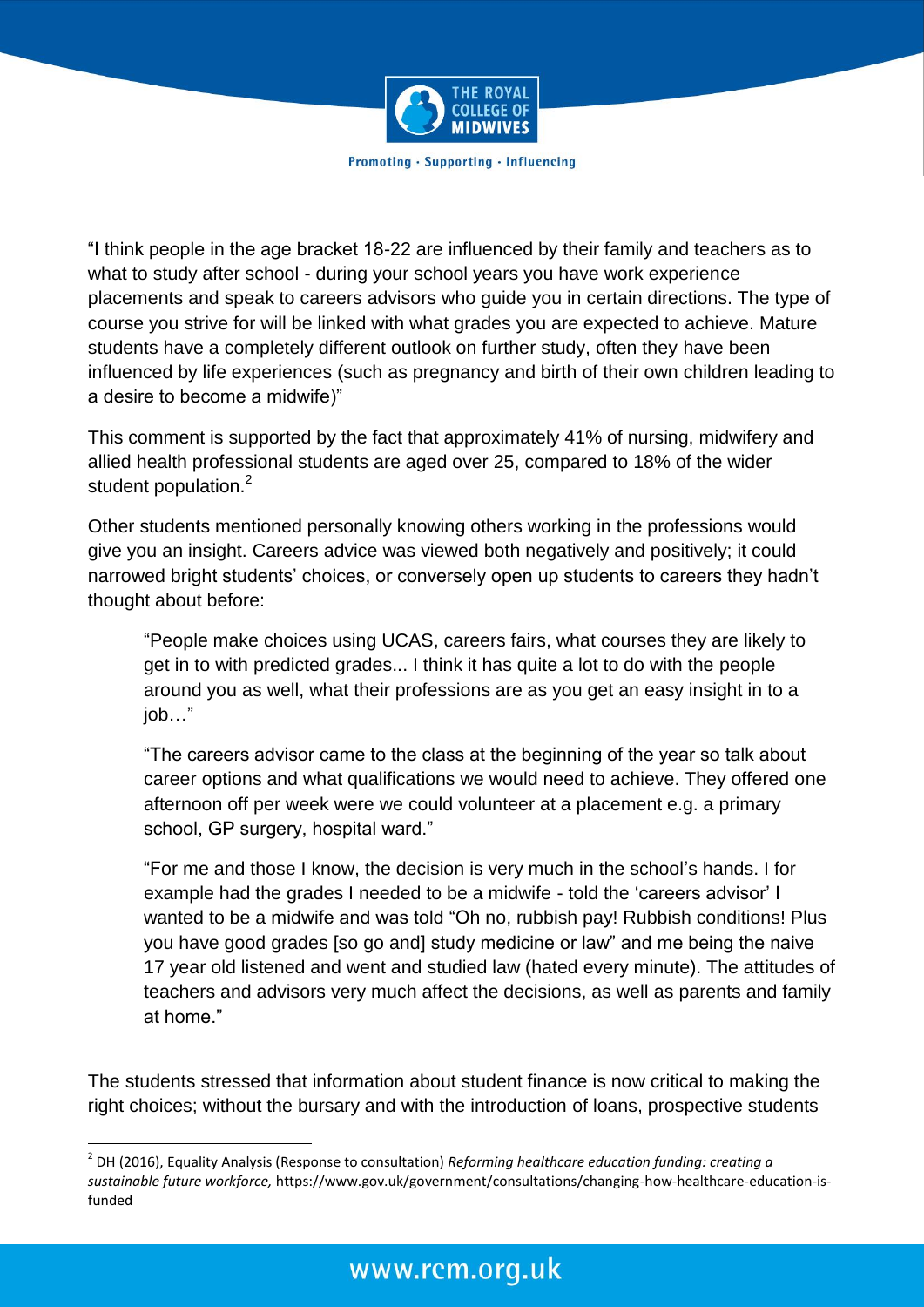"I think people in the age bracket 18-22 are influenced by their family and teachers as to what to study after school - during your school years you have work experience placements and speak to careers advisors who guide you in certain directions. The type of course you strive for will be linked with what grades you are expected to achieve. Mature students have a completely different outlook on further study, often they have been influenced by life experiences (such as pregnancy and birth of their own children leading to a desire to become a midwife)"

This comment is supported by the fact that approximately 41% of nursing, midwifery and allied health professional students are aged over 25, compared to 18% of the wider student population.[2]

Other students mentioned personally knowing others working in the professions would give you an insight. Careers advice was viewed both negatively and positively; it could narrowed bright students' choices, or conversely open up students to careers they hadn't thought about before:

> "People make choices using UCAS, careers fairs, what courses they are likely to get in to with predicted grades... I think it has quite a lot to do with the people around you as well, what their professions are as you get an easy insight in to a job…"
>
> "The careers advisor came to the class at the beginning of the year so talk about career options and what qualifications we would need to achieve. They offered one afternoon off per week were we could volunteer at a placement e.g. a primary school, GP surgery, hospital ward."
>
> "For me and those I know, the decision is very much in the school's hands. I for example had the grades I needed to be a midwife - told the 'careers advisor' I wanted to be a midwife and was told "Oh no, rubbish pay! Rubbish conditions! Plus you have good grades [so go and] study medicine or law" and me being the naive 17 year old listened and went and studied law (hated every minute). The attitudes of teachers and advisors very much affect the decisions, as well as parents and family at home."

The students stressed that information about student finance is now critical to making the right choices; without the bursary and with the introduction of loans, prospective students

---

[2] DH (2016), Equality Analysis (Response to consultation) *Reforming healthcare education funding: creating a sustainable future workforce,* https://www.gov.uk/government/consultations/changing-how-healthcare-education-is-funded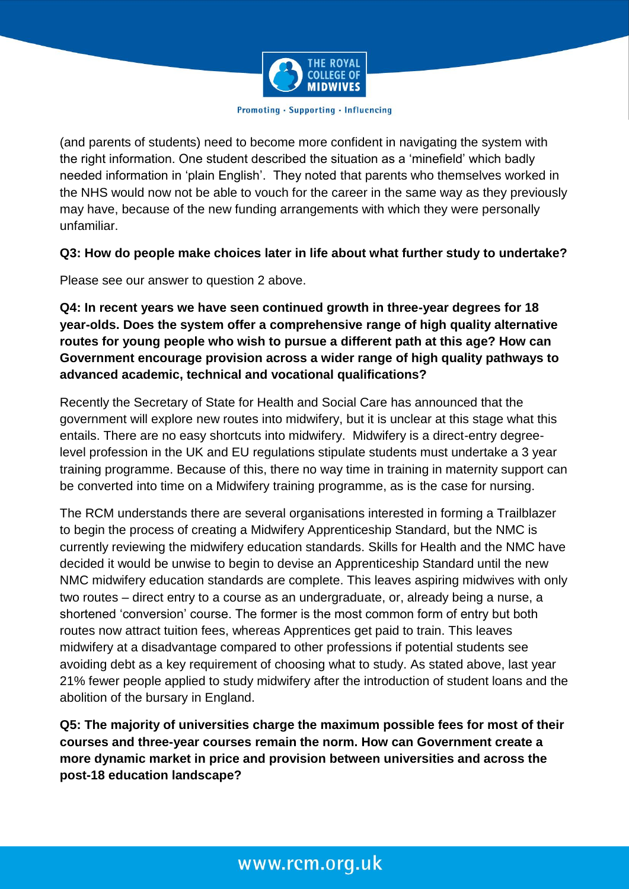(and parents of students) need to become more confident in navigating the system with the right information. One student described the situation as a 'minefield' which badly needed information in 'plain English'. They noted that parents who themselves worked in the NHS would now not be able to vouch for the career in the same way as they previously may have, because of the new funding arrangements with which they were personally unfamiliar.

**Q3: How do people make choices later in life about what further study to undertake?**

Please see our answer to question 2 above.

**Q4: In recent years we have seen continued growth in three-year degrees for 18 year-olds. Does the system offer a comprehensive range of high quality alternative routes for young people who wish to pursue a different path at this age? How can Government encourage provision across a wider range of high quality pathways to advanced academic, technical and vocational qualifications?**

Recently the Secretary of State for Health and Social Care has announced that the government will explore new routes into midwifery, but it is unclear at this stage what this entails. There are no easy shortcuts into midwifery. Midwifery is a direct-entry degree-level profession in the UK and EU regulations stipulate students must undertake a 3 year training programme. Because of this, there no way time in training in maternity support can be converted into time on a Midwifery training programme, as is the case for nursing.

The RCM understands there are several organisations interested in forming a Trailblazer to begin the process of creating a Midwifery Apprenticeship Standard, but the NMC is currently reviewing the midwifery education standards. Skills for Health and the NMC have decided it would be unwise to begin to devise an Apprenticeship Standard until the new NMC midwifery education standards are complete. This leaves aspiring midwives with only two routes – direct entry to a course as an undergraduate, or, already being a nurse, a shortened 'conversion' course. The former is the most common form of entry but both routes now attract tuition fees, whereas Apprentices get paid to train. This leaves midwifery at a disadvantage compared to other professions if potential students see avoiding debt as a key requirement of choosing what to study. As stated above, last year 21% fewer people applied to study midwifery after the introduction of student loans and the abolition of the bursary in England.

**Q5: The majority of universities charge the maximum possible fees for most of their courses and three-year courses remain the norm. How can Government create a more dynamic market in price and provision between universities and across the post-18 education landscape?**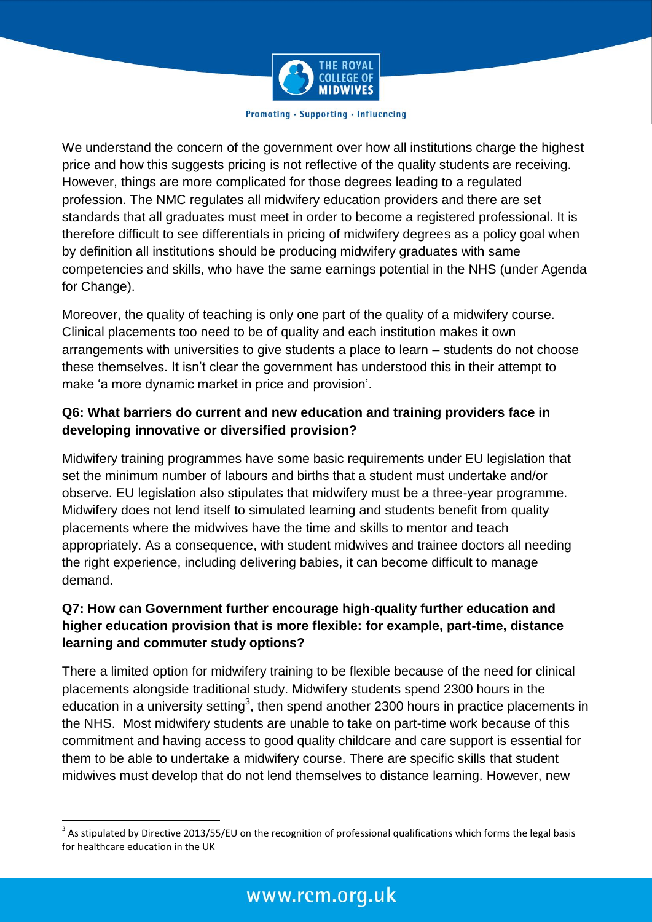We understand the concern of the government over how all institutions charge the highest price and how this suggests pricing is not reflective of the quality students are receiving. However, things are more complicated for those degrees leading to a regulated profession. The NMC regulates all midwifery education providers and there are set standards that all graduates must meet in order to become a registered professional. It is therefore difficult to see differentials in pricing of midwifery degrees as a policy goal when by definition all institutions should be producing midwifery graduates with same competencies and skills, who have the same earnings potential in the NHS (under Agenda for Change).

Moreover, the quality of teaching is only one part of the quality of a midwifery course. Clinical placements too need to be of quality and each institution makes it own arrangements with universities to give students a place to learn – students do not choose these themselves. It isn't clear the government has understood this in their attempt to make 'a more dynamic market in price and provision'.

**Q6: What barriers do current and new education and training providers face in developing innovative or diversified provision?**

Midwifery training programmes have some basic requirements under EU legislation that set the minimum number of labours and births that a student must undertake and/or observe. EU legislation also stipulates that midwifery must be a three-year programme. Midwifery does not lend itself to simulated learning and students benefit from quality placements where the midwives have the time and skills to mentor and teach appropriately. As a consequence, with student midwives and trainee doctors all needing the right experience, including delivering babies, it can become difficult to manage demand.

**Q7: How can Government further encourage high-quality further education and higher education provision that is more flexible: for example, part-time, distance learning and commuter study options?**

There a limited option for midwifery training to be flexible because of the need for clinical placements alongside traditional study. Midwifery students spend 2300 hours in the education in a university setting[3], then spend another 2300 hours in practice placements in the NHS. Most midwifery students are unable to take on part-time work because of this commitment and having access to good quality childcare and care support is essential for them to be able to undertake a midwifery course. There are specific skills that student midwives must develop that do not lend themselves to distance learning. However, new

[3] As stipulated by Directive 2013/55/EU on the recognition of professional qualifications which forms the legal basis for healthcare education in the UK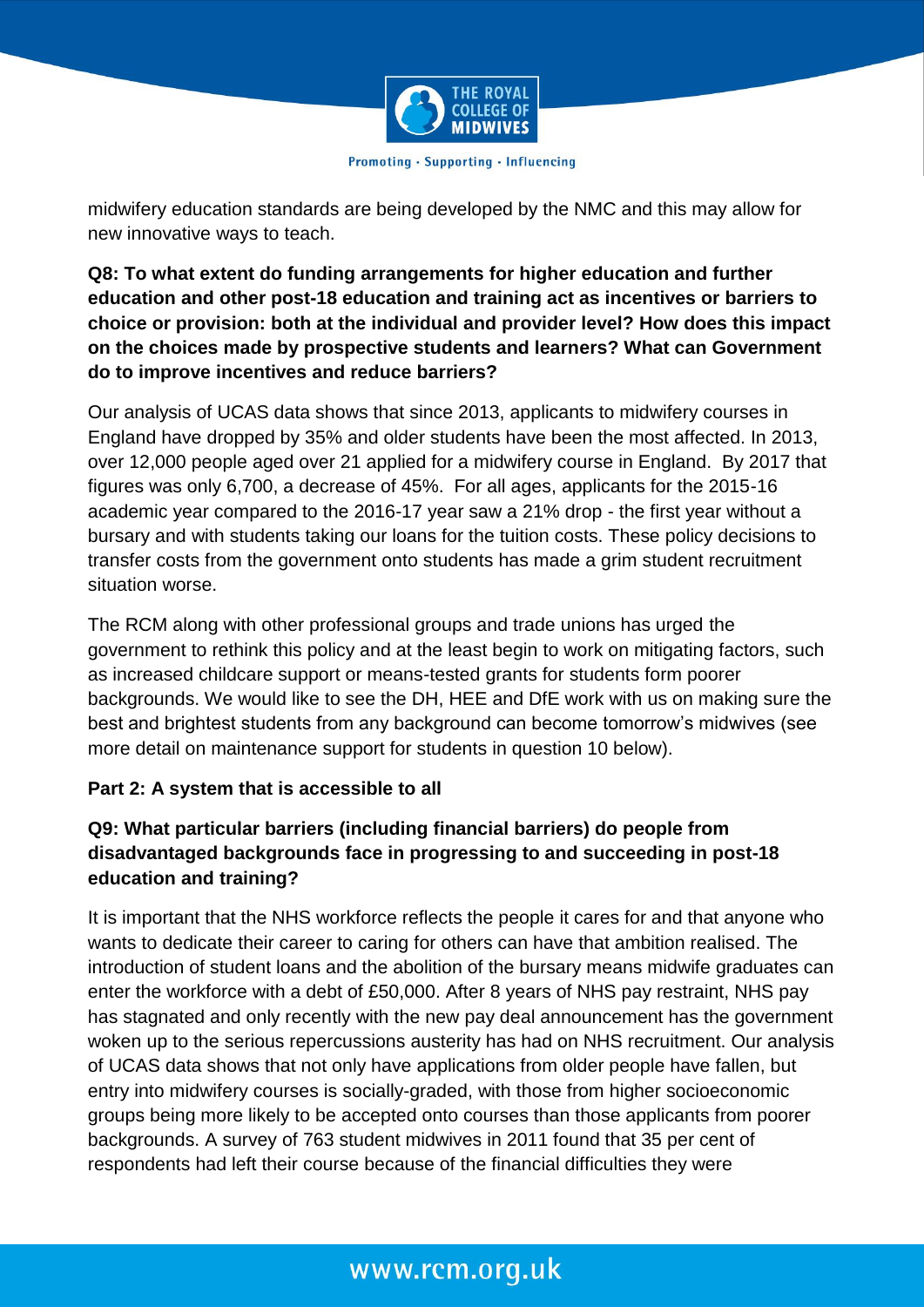midwifery education standards are being developed by the NMC and this may allow for new innovative ways to teach.

**Q8: To what extent do funding arrangements for higher education and further education and other post-18 education and training act as incentives or barriers to choice or provision: both at the individual and provider level? How does this impact on the choices made by prospective students and learners? What can Government do to improve incentives and reduce barriers?**

Our analysis of UCAS data shows that since 2013, applicants to midwifery courses in England have dropped by 35% and older students have been the most affected. In 2013, over 12,000 people aged over 21 applied for a midwifery course in England. By 2017 that figures was only 6,700, a decrease of 45%. For all ages, applicants for the 2015-16 academic year compared to the 2016-17 year saw a 21% drop - the first year without a bursary and with students taking our loans for the tuition costs. These policy decisions to transfer costs from the government onto students has made a grim student recruitment situation worse.

The RCM along with other professional groups and trade unions has urged the government to rethink this policy and at the least begin to work on mitigating factors, such as increased childcare support or means-tested grants for students form poorer backgrounds. We would like to see the DH, HEE and DfE work with us on making sure the best and brightest students from any background can become tomorrow's midwives (see more detail on maintenance support for students in question 10 below).

**Part 2: A system that is accessible to all**

**Q9: What particular barriers (including financial barriers) do people from disadvantaged backgrounds face in progressing to and succeeding in post-18 education and training?**

It is important that the NHS workforce reflects the people it cares for and that anyone who wants to dedicate their career to caring for others can have that ambition realised. The introduction of student loans and the abolition of the bursary means midwife graduates can enter the workforce with a debt of £50,000. After 8 years of NHS pay restraint, NHS pay has stagnated and only recently with the new pay deal announcement has the government woken up to the serious repercussions austerity has had on NHS recruitment. Our analysis of UCAS data shows that not only have applications from older people have fallen, but entry into midwifery courses is socially-graded, with those from higher socioeconomic groups being more likely to be accepted onto courses than those applicants from poorer backgrounds. A survey of 763 student midwives in 2011 found that 35 per cent of respondents had left their course because of the financial difficulties they were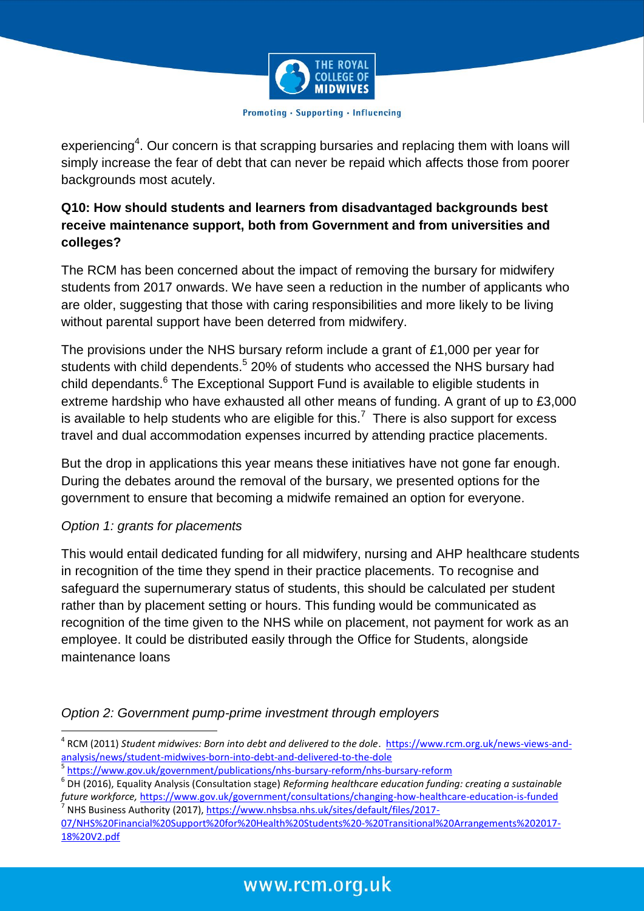experiencing[4]. Our concern is that scrapping bursaries and replacing them with loans will simply increase the fear of debt that can never be repaid which affects those from poorer backgrounds most acutely.

**Q10: How should students and learners from disadvantaged backgrounds best receive maintenance support, both from Government and from universities and colleges?**

The RCM has been concerned about the impact of removing the bursary for midwifery students from 2017 onwards. We have seen a reduction in the number of applicants who are older, suggesting that those with caring responsibilities and more likely to be living without parental support have been deterred from midwifery.

The provisions under the NHS bursary reform include a grant of £1,000 per year for students with child dependents.[5] 20% of students who accessed the NHS bursary had child dependants.[6] The Exceptional Support Fund is available to eligible students in extreme hardship who have exhausted all other means of funding. A grant of up to £3,000 is available to help students who are eligible for this.[7] There is also support for excess travel and dual accommodation expenses incurred by attending practice placements.

But the drop in applications this year means these initiatives have not gone far enough. During the debates around the removal of the bursary, we presented options for the government to ensure that becoming a midwife remained an option for everyone.

*Option 1: grants for placements*

This would entail dedicated funding for all midwifery, nursing and AHP healthcare students in recognition of the time they spend in their practice placements. To recognise and safeguard the supernumerary status of students, this should be calculated per student rather than by placement setting or hours. This funding would be communicated as recognition of the time given to the NHS while on placement, not payment for work as an employee. It could be distributed easily through the Office for Students, alongside maintenance loans

*Option 2: Government pump-prime investment through employers*

---

[4] RCM (2011) *Student midwives: Born into debt and delivered to the dole*. https://www.rcm.org.uk/news-views-and-analysis/news/student-midwives-born-into-debt-and-delivered-to-the-dole

[5] https://www.gov.uk/government/publications/nhs-bursary-reform/nhs-bursary-reform

[6] DH (2016), Equality Analysis (Consultation stage) *Reforming healthcare education funding: creating a sustainable future workforce,* https://www.gov.uk/government/consultations/changing-how-healthcare-education-is-funded

[7] NHS Business Authority (2017), https://www.nhsbsa.nhs.uk/sites/default/files/2017-07/NHS%20Financial%20Support%20for%20Health%20Students%20-%20Transitional%20Arrangements%202017-18%20V2.pdf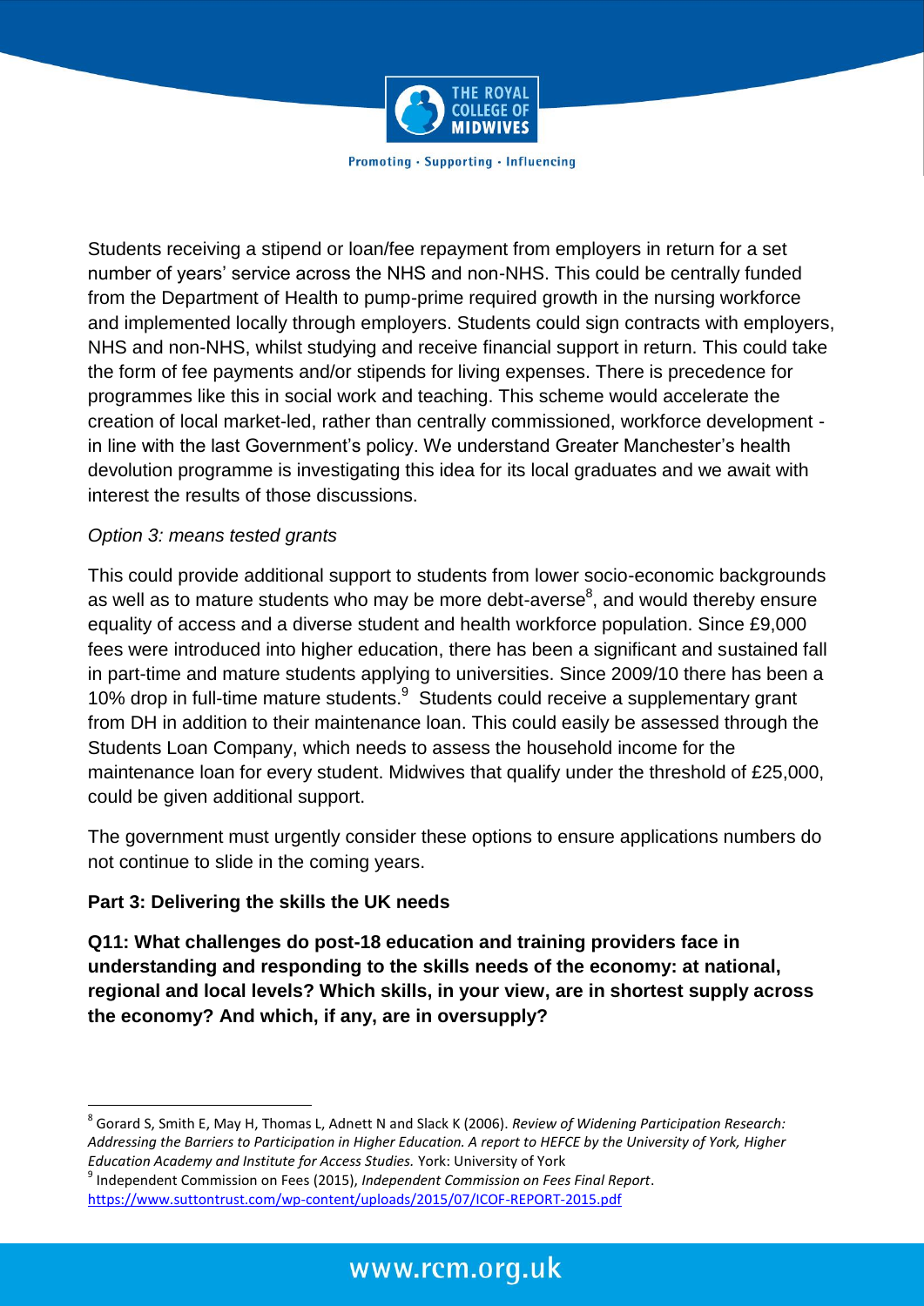Students receiving a stipend or loan/fee repayment from employers in return for a set number of years' service across the NHS and non-NHS. This could be centrally funded from the Department of Health to pump-prime required growth in the nursing workforce and implemented locally through employers. Students could sign contracts with employers, NHS and non-NHS, whilst studying and receive financial support in return. This could take the form of fee payments and/or stipends for living expenses. There is precedence for programmes like this in social work and teaching. This scheme would accelerate the creation of local market-led, rather than centrally commissioned, workforce development - in line with the last Government's policy. We understand Greater Manchester's health devolution programme is investigating this idea for its local graduates and we await with interest the results of those discussions.

*Option 3: means tested grants*

This could provide additional support to students from lower socio-economic backgrounds as well as to mature students who may be more debt-averse[8], and would thereby ensure equality of access and a diverse student and health workforce population. Since £9,000 fees were introduced into higher education, there has been a significant and sustained fall in part-time and mature students applying to universities. Since 2009/10 there has been a 10% drop in full-time mature students.[9] Students could receive a supplementary grant from DH in addition to their maintenance loan. This could easily be assessed through the Students Loan Company, which needs to assess the household income for the maintenance loan for every student. Midwives that qualify under the threshold of £25,000, could be given additional support.

The government must urgently consider these options to ensure applications numbers do not continue to slide in the coming years.

**Part 3: Delivering the skills the UK needs**

**Q11: What challenges do post-18 education and training providers face in understanding and responding to the skills needs of the economy: at national, regional and local levels? Which skills, in your view, are in shortest supply across the economy? And which, if any, are in oversupply?**

---

[8] Gorard S, Smith E, May H, Thomas L, Adnett N and Slack K (2006). *Review of Widening Participation Research: Addressing the Barriers to Participation in Higher Education. A report to HEFCE by the University of York, Higher Education Academy and Institute for Access Studies.* York: University of York

[9] Independent Commission on Fees (2015), *Independent Commission on Fees Final Report*. https://www.suttontrust.com/wp-content/uploads/2015/07/ICOF-REPORT-2015.pdf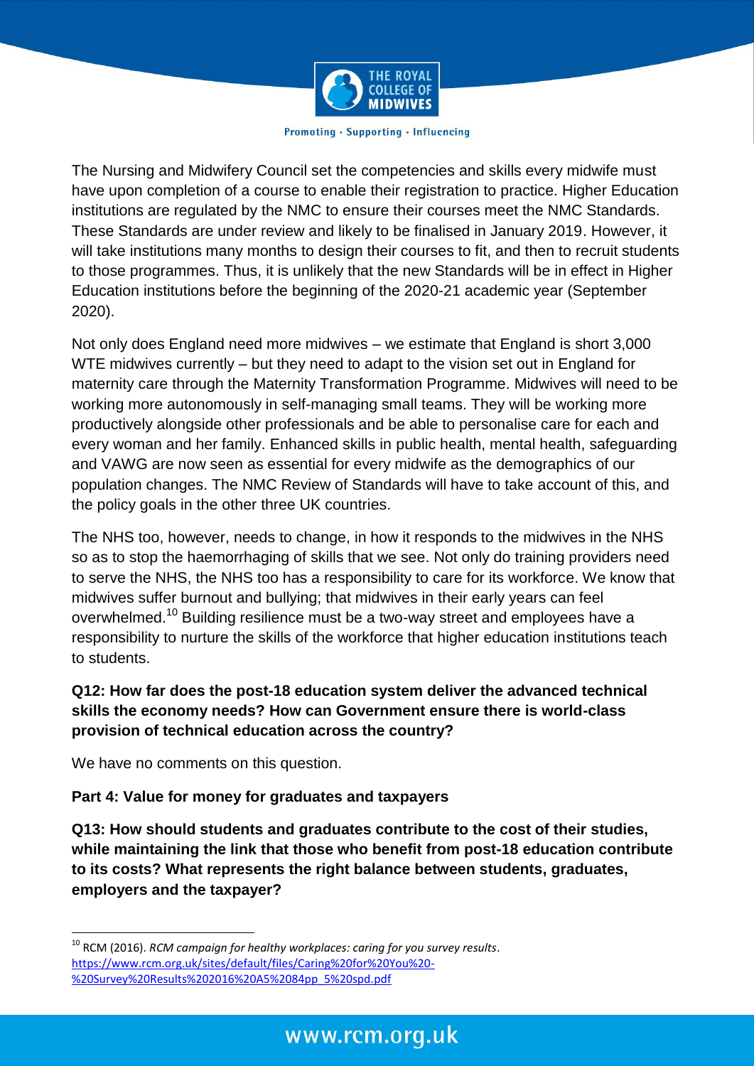The Nursing and Midwifery Council set the competencies and skills every midwife must have upon completion of a course to enable their registration to practice. Higher Education institutions are regulated by the NMC to ensure their courses meet the NMC Standards. These Standards are under review and likely to be finalised in January 2019. However, it will take institutions many months to design their courses to fit, and then to recruit students to those programmes. Thus, it is unlikely that the new Standards will be in effect in Higher Education institutions before the beginning of the 2020-21 academic year (September 2020).

Not only does England need more midwives – we estimate that England is short 3,000 WTE midwives currently – but they need to adapt to the vision set out in England for maternity care through the Maternity Transformation Programme. Midwives will need to be working more autonomously in self-managing small teams. They will be working more productively alongside other professionals and be able to personalise care for each and every woman and her family. Enhanced skills in public health, mental health, safeguarding and VAWG are now seen as essential for every midwife as the demographics of our population changes. The NMC Review of Standards will have to take account of this, and the policy goals in the other three UK countries.

The NHS too, however, needs to change, in how it responds to the midwives in the NHS so as to stop the haemorrhaging of skills that we see. Not only do training providers need to serve the NHS, the NHS too has a responsibility to care for its workforce. We know that midwives suffer burnout and bullying; that midwives in their early years can feel overwhelmed.[10] Building resilience must be a two-way street and employees have a responsibility to nurture the skills of the workforce that higher education institutions teach to students.

**Q12: How far does the post-18 education system deliver the advanced technical skills the economy needs? How can Government ensure there is world-class provision of technical education across the country?**

We have no comments on this question.

**Part 4: Value for money for graduates and taxpayers**

**Q13: How should students and graduates contribute to the cost of their studies, while maintaining the link that those who benefit from post-18 education contribute to its costs? What represents the right balance between students, graduates, employers and the taxpayer?**

---

[10] RCM (2016). *RCM campaign for healthy workplaces: caring for you survey results*. https://www.rcm.org.uk/sites/default/files/Caring%20for%20You%20-%20Survey%20Results%202016%20A5%2084pp_5%20spd.pdf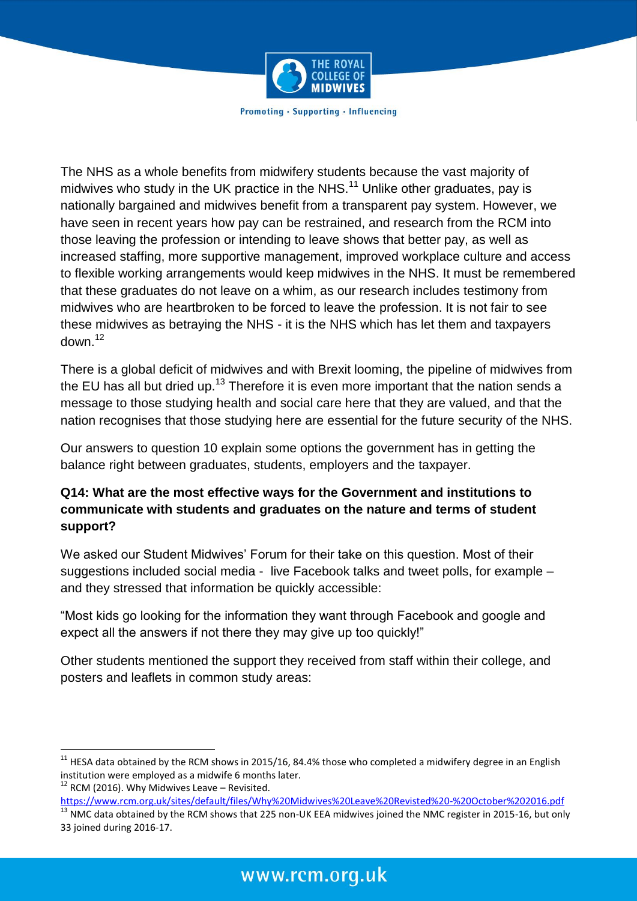The NHS as a whole benefits from midwifery students because the vast majority of midwives who study in the UK practice in the NHS.[11] Unlike other graduates, pay is nationally bargained and midwives benefit from a transparent pay system. However, we have seen in recent years how pay can be restrained, and research from the RCM into those leaving the profession or intending to leave shows that better pay, as well as increased staffing, more supportive management, improved workplace culture and access to flexible working arrangements would keep midwives in the NHS. It must be remembered that these graduates do not leave on a whim, as our research includes testimony from midwives who are heartbroken to be forced to leave the profession. It is not fair to see these midwives as betraying the NHS - it is the NHS which has let them and taxpayers down.[12]

There is a global deficit of midwives and with Brexit looming, the pipeline of midwives from the EU has all but dried up.[13] Therefore it is even more important that the nation sends a message to those studying health and social care here that they are valued, and that the nation recognises that those studying here are essential for the future security of the NHS.

Our answers to question 10 explain some options the government has in getting the balance right between graduates, students, employers and the taxpayer.

**Q14: What are the most effective ways for the Government and institutions to communicate with students and graduates on the nature and terms of student support?**

We asked our Student Midwives' Forum for their take on this question. Most of their suggestions included social media - live Facebook talks and tweet polls, for example – and they stressed that information be quickly accessible:

"Most kids go looking for the information they want through Facebook and google and expect all the answers if not there they may give up too quickly!"

Other students mentioned the support they received from staff within their college, and posters and leaflets in common study areas:

---

[11] HESA data obtained by the RCM shows in 2015/16, 84.4% those who completed a midwifery degree in an English institution were employed as a midwife 6 months later.

[12] RCM (2016). Why Midwives Leave – Revisited. https://www.rcm.org.uk/sites/default/files/Why%20Midwives%20Leave%20Revisted%20-%20October%202016.pdf

[13] NMC data obtained by the RCM shows that 225 non-UK EEA midwives joined the NMC register in 2015-16, but only 33 joined during 2016-17.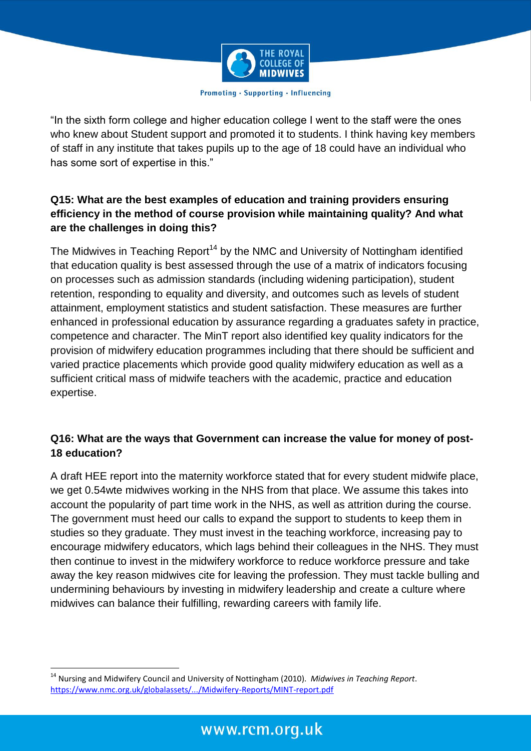"In the sixth form college and higher education college I went to the staff were the ones who knew about Student support and promoted it to students. I think having key members of staff in any institute that takes pupils up to the age of 18 could have an individual who has some sort of expertise in this."

**Q15: What are the best examples of education and training providers ensuring efficiency in the method of course provision while maintaining quality? And what are the challenges in doing this?**

The Midwives in Teaching Report[14] by the NMC and University of Nottingham identified that education quality is best assessed through the use of a matrix of indicators focusing on processes such as admission standards (including widening participation), student retention, responding to equality and diversity, and outcomes such as levels of student attainment, employment statistics and student satisfaction. These measures are further enhanced in professional education by assurance regarding a graduates safety in practice, competence and character. The MinT report also identified key quality indicators for the provision of midwifery education programmes including that there should be sufficient and varied practice placements which provide good quality midwifery education as well as a sufficient critical mass of midwife teachers with the academic, practice and education expertise.

**Q16: What are the ways that Government can increase the value for money of post-18 education?**

A draft HEE report into the maternity workforce stated that for every student midwife place, we get 0.54wte midwives working in the NHS from that place. We assume this takes into account the popularity of part time work in the NHS, as well as attrition during the course. The government must heed our calls to expand the support to students to keep them in studies so they graduate. They must invest in the teaching workforce, increasing pay to encourage midwifery educators, which lags behind their colleagues in the NHS. They must then continue to invest in the midwifery workforce to reduce workforce pressure and take away the key reason midwives cite for leaving the profession. They must tackle bulling and undermining behaviours by investing in midwifery leadership and create a culture where midwives can balance their fulfilling, rewarding careers with family life.

---

[14] Nursing and Midwifery Council and University of Nottingham (2010). *Midwives in Teaching Report*. https://www.nmc.org.uk/globalassets/.../Midwifery-Reports/MINT-report.pdf